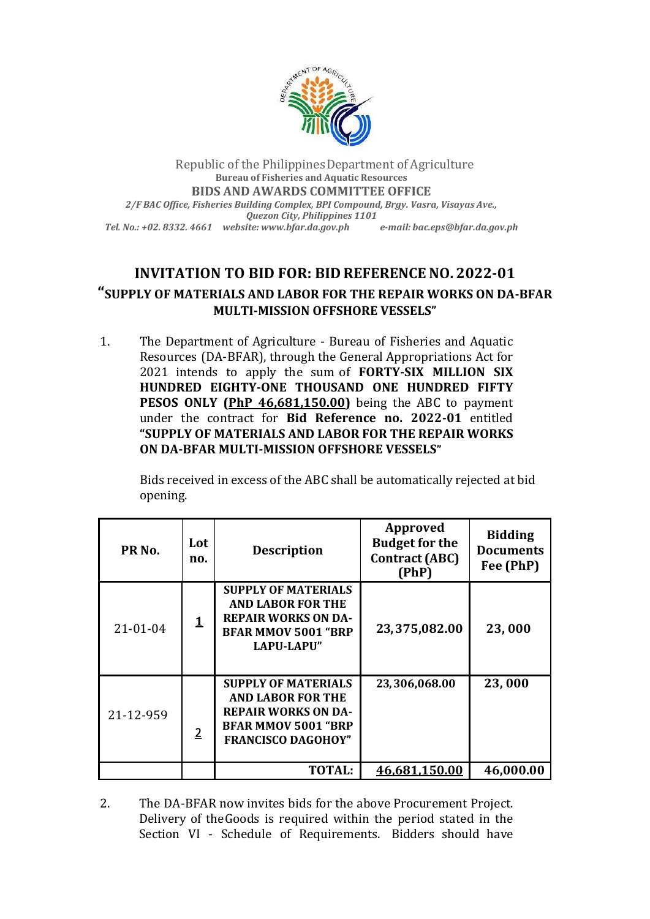Republic of the Philippines Department of Agriculture
**Bureau of Fisheries and Aquatic Resources**
**BIDS AND AWARDS COMMITTEE OFFICE**
*2/F BAC Office, Fisheries Building Complex, BPI Compound, Brgy. Vasra, Visayas Ave., Quezon City, Philippines 1101*
*Tel. No.: +02. 8332. 4661 website: www.bfar.da.gov.ph e-mail: bac.eps@bfar.da.gov.ph*

## INVITATION TO BID FOR: BID REFERENCE NO. 2022-01

### "SUPPLY OF MATERIALS AND LABOR FOR THE REPAIR WORKS ON DA-BFAR MULTI-MISSION OFFSHORE VESSELS"

1. The Department of Agriculture - Bureau of Fisheries and Aquatic Resources (DA-BFAR), through the General Appropriations Act for 2021 intends to apply the sum of **FORTY-SIX MILLION SIX HUNDRED EIGHTY-ONE THOUSAND ONE HUNDRED FIFTY PESOS ONLY (PhP 46,681,150.00)** being the ABC to payment under the contract for **Bid Reference no. 2022-01** entitled **"SUPPLY OF MATERIALS AND LABOR FOR THE REPAIR WORKS ON DA-BFAR MULTI-MISSION OFFSHORE VESSELS"**

   Bids received in excess of the ABC shall be automatically rejected at bid opening.

| PR No. | Lot no. | Description | Approved Budget for the Contract (ABC) (PhP) | Bidding Documents Fee (PhP) |
|---|---|---|---|---|
| 21-01-04 | 1 | SUPPLY OF MATERIALS AND LABOR FOR THE REPAIR WORKS ON DA-BFAR MMOV 5001 "BRP LAPU-LAPU" | 23,375,082.00 | 23,000 |
| 21-12-959 | 2 | SUPPLY OF MATERIALS AND LABOR FOR THE REPAIR WORKS ON DA-BFAR MMOV 5001 "BRP FRANCISCO DAGOHOY" | 23,306,068.00 | 23,000 |
| | | **TOTAL:** | **46,681,150.00** | **46,000.00** |

2. The DA-BFAR now invites bids for the above Procurement Project. Delivery of the Goods is required within the period stated in the Section VI - Schedule of Requirements. Bidders should have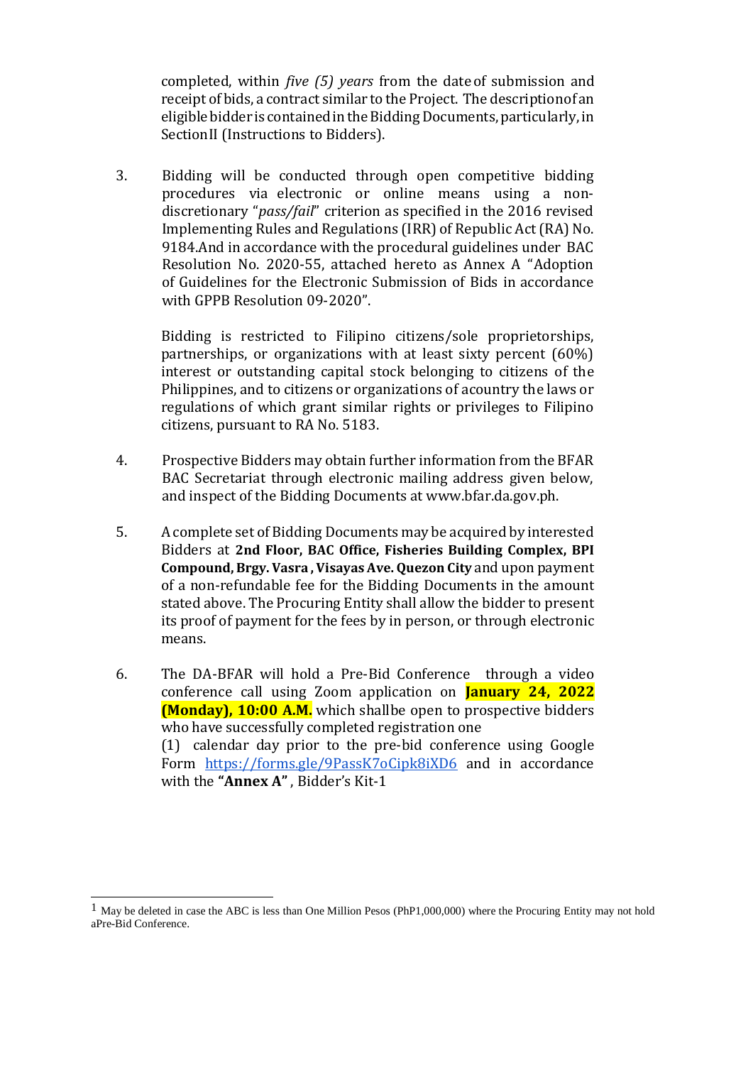completed, within *five (5) years* from the date of submission and receipt of bids, a contract similar to the Project. The description of an eligible bidder is contained in the Bidding Documents, particularly, in Section II (Instructions to Bidders).

3. Bidding will be conducted through open competitive bidding procedures via electronic or online means using a non-discretionary "*pass/fail*" criterion as specified in the 2016 revised Implementing Rules and Regulations (IRR) of Republic Act (RA) No. 9184.And in accordance with the procedural guidelines under BAC Resolution No. 2020-55, attached hereto as Annex A "Adoption of Guidelines for the Electronic Submission of Bids in accordance with GPPB Resolution 09-2020".

   Bidding is restricted to Filipino citizens/sole proprietorships, partnerships, or organizations with at least sixty percent (60%) interest or outstanding capital stock belonging to citizens of the Philippines, and to citizens or organizations of a country the laws or regulations of which grant similar rights or privileges to Filipino citizens, pursuant to RA No. 5183.

4. Prospective Bidders may obtain further information from the BFAR BAC Secretariat through electronic mailing address given below, and inspect of the Bidding Documents at www.bfar.da.gov.ph.

5. A complete set of Bidding Documents may be acquired by interested Bidders at **2nd Floor, BAC Office, Fisheries Building Complex, BPI Compound, Brgy. Vasra , Visayas Ave. Quezon City** and upon payment of a non-refundable fee for the Bidding Documents in the amount stated above. The Procuring Entity shall allow the bidder to present its proof of payment for the fees by in person, or through electronic means.

6. The DA-BFAR will hold a Pre-Bid Conference through a video conference call using Zoom application on **January 24, 2022 (Monday), 10:00 A.M.** which shall be open to prospective bidders who have successfully completed registration one (1) calendar day prior to the pre-bid conference using Google Form https://forms.gle/9PassK7oCipk8iXD6 and in accordance with the **"Annex A"** , Bidder's Kit-1

[1] May be deleted in case the ABC is less than One Million Pesos (PhP1,000,000) where the Procuring Entity may not hold a Pre-Bid Conference.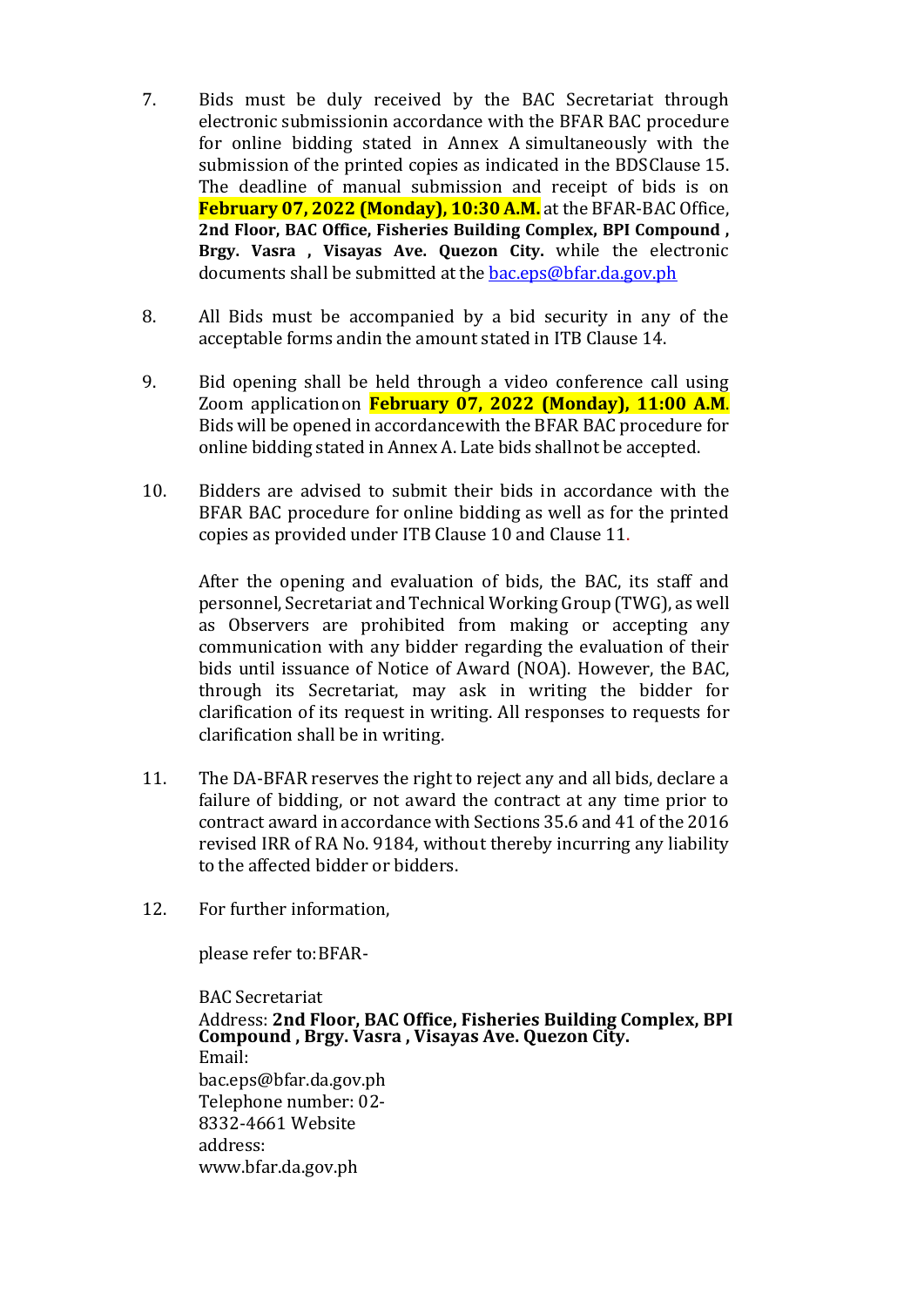7. Bids must be duly received by the BAC Secretariat through electronic submissionin accordance with the BFAR BAC procedure for online bidding stated in Annex A simultaneously with the submission of the printed copies as indicated in the BDSClause 15. The deadline of manual submission and receipt of bids is on **February 07, 2022 (Monday), 10:30 A.M.** at the BFAR-BAC Office, **2nd Floor, BAC Office, Fisheries Building Complex, BPI Compound , Brgy. Vasra , Visayas Ave. Quezon City.** while the electronic documents shall be submitted at the bac.eps@bfar.da.gov.ph

8. All Bids must be accompanied by a bid security in any of the acceptable forms andin the amount stated in ITB Clause 14.

9. Bid opening shall be held through a video conference call using Zoom applicationon **February 07, 2022 (Monday), 11:00 A.M**. Bids will be opened in accordancewith the BFAR BAC procedure for online bidding stated in Annex A. Late bids shallnot be accepted.

10. Bidders are advised to submit their bids in accordance with the BFAR BAC procedure for online bidding as well as for the printed copies as provided under ITB Clause 10 and Clause 11.

    After the opening and evaluation of bids, the BAC, its staff and personnel, Secretariat and Technical Working Group (TWG), as well as Observers are prohibited from making or accepting any communication with any bidder regarding the evaluation of their bids until issuance of Notice of Award (NOA). However, the BAC, through its Secretariat, may ask in writing the bidder for clarification of its request in writing. All responses to requests for clarification shall be in writing.

11. The DA-BFAR reserves the right to reject any and all bids, declare a failure of bidding, or not award the contract at any time prior to contract award in accordance with Sections 35.6 and 41 of the 2016 revised IRR of RA No. 9184, without thereby incurring any liability to the affected bidder or bidders.

12. For further information,

    please refer to:BFAR-

    BAC Secretariat
    Address: **2nd Floor, BAC Office, Fisheries Building Complex, BPI Compound , Brgy. Vasra , Visayas Ave. Quezon City.**
    Email:
    bac.eps@bfar.da.gov.ph
    Telephone number: 02-8332-4661 Website address:
    www.bfar.da.gov.ph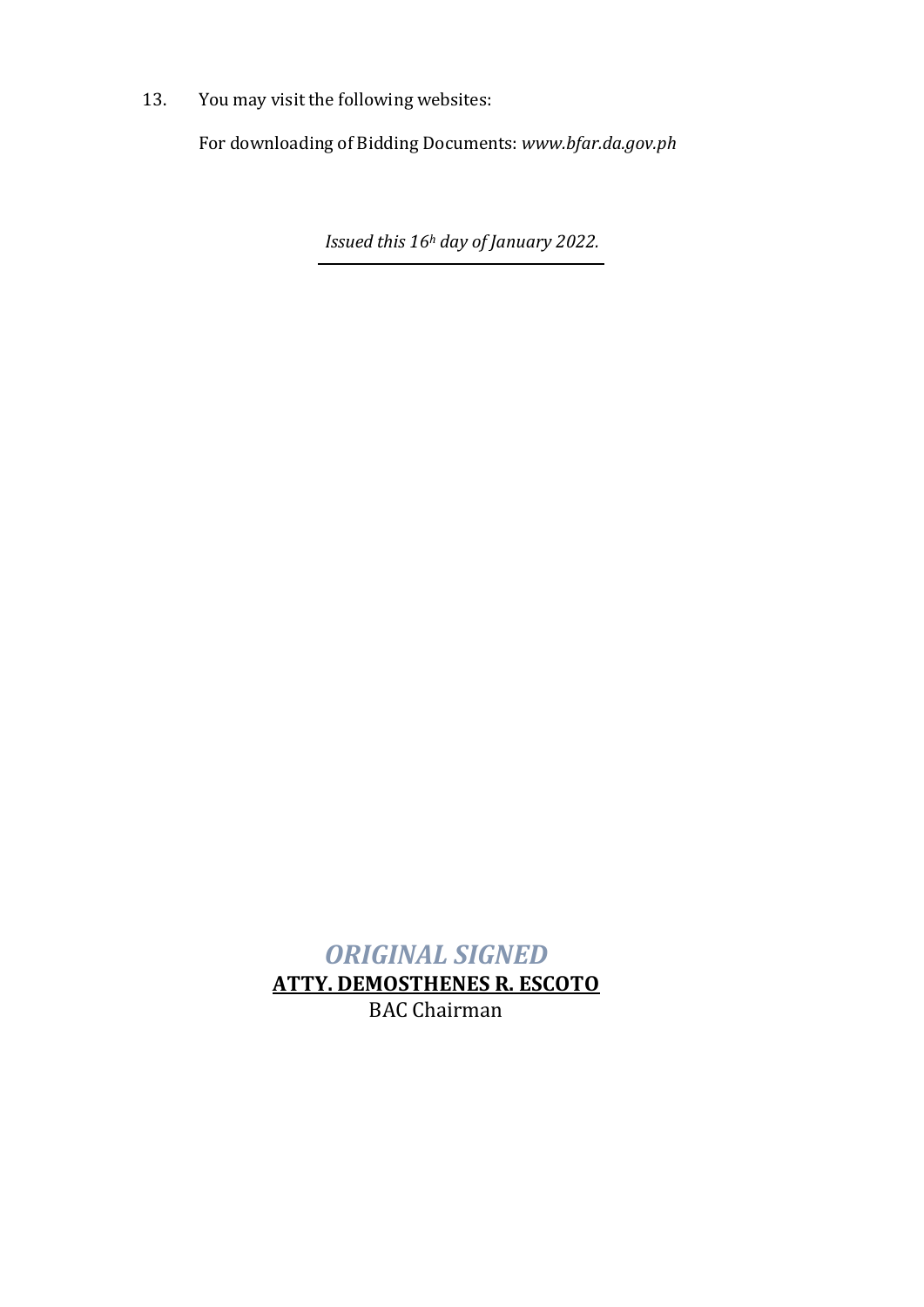13. You may visit the following websites:

    For downloading of Bidding Documents: *www.bfar.da.gov.ph*

*Issued this 16h day of January 2022.*

***ORIGINAL SIGNED***
**ATTY. DEMOSTHENES R. ESCOTO**
BAC Chairman